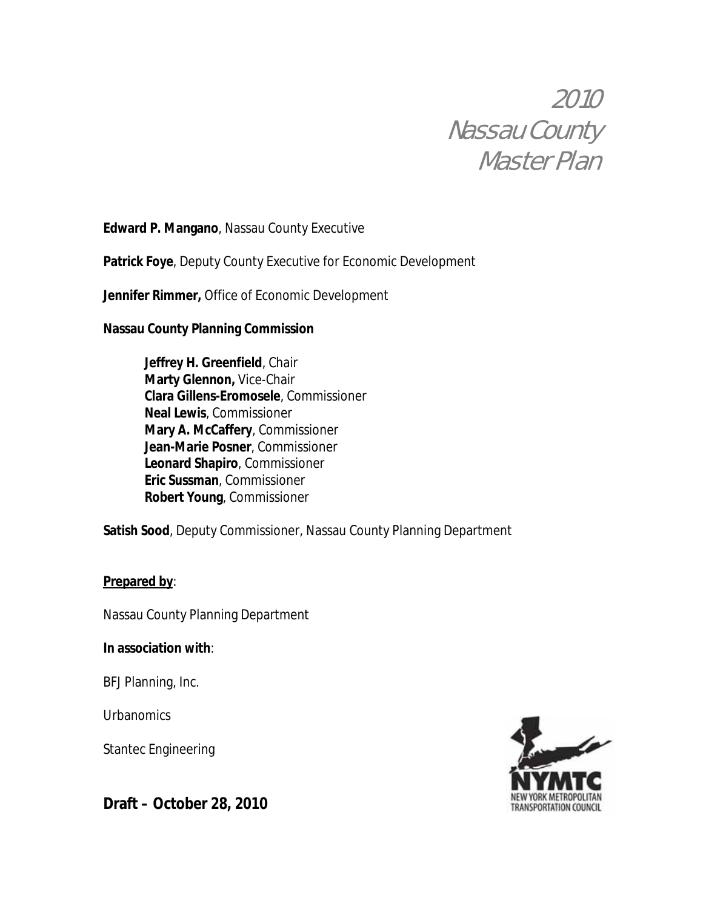# 2010 Nassau County Master Plan

**Edward P. Mangano**, Nassau County Executive

**Patrick Foye**, Deputy County Executive for Economic Development

**Jennifer Rimmer,** Office of Economic Development

**Nassau County Planning Commission**

**Jeffrey H. Greenfield**, Chair
**Marty Glennon,** Vice-Chair
**Clara Gillens-Eromosele**, Commissioner
**Neal Lewis**, Commissioner
**Mary A. McCaffery**, Commissioner
**Jean-Marie Posner**, Commissioner
**Leonard Shapiro**, Commissioner
**Eric Sussman**, Commissioner
**Robert Young**, Commissioner

**Satish Sood**, Deputy Commissioner, Nassau County Planning Department

**Prepared by**:

Nassau County Planning Department

**In association with**:

BFJ Planning, Inc.

Urbanomics

Stantec Engineering

NYMTC
NEW YORK METROPOLITAN TRANSPORTATION COUNCIL

**Draft – October 28, 2010**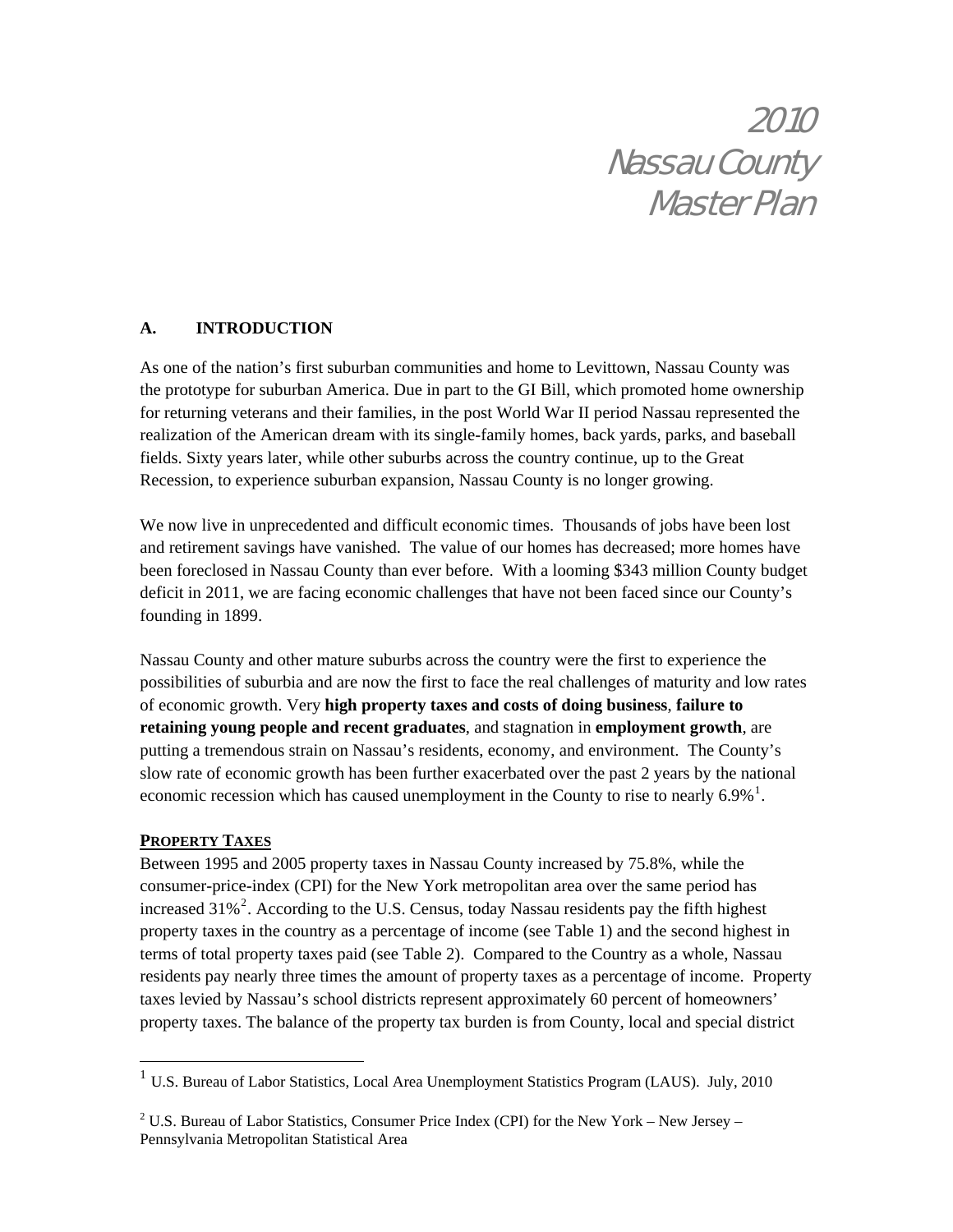# 2010 Nassau County Master Plan

## A. INTRODUCTION

As one of the nation's first suburban communities and home to Levittown, Nassau County was the prototype for suburban America. Due in part to the GI Bill, which promoted home ownership for returning veterans and their families, in the post World War II period Nassau represented the realization of the American dream with its single-family homes, back yards, parks, and baseball fields. Sixty years later, while other suburbs across the country continue, up to the Great Recession, to experience suburban expansion, Nassau County is no longer growing.

We now live in unprecedented and difficult economic times. Thousands of jobs have been lost and retirement savings have vanished. The value of our homes has decreased; more homes have been foreclosed in Nassau County than ever before. With a looming $343 million County budget deficit in 2011, we are facing economic challenges that have not been faced since our County's founding in 1899.

Nassau County and other mature suburbs across the country were the first to experience the possibilities of suburbia and are now the first to face the real challenges of maturity and low rates of economic growth. Very **high property taxes and costs of doing business**, **failure to retaining young people and recent graduates**, and stagnation in **employment growth**, are putting a tremendous strain on Nassau's residents, economy, and environment. The County's slow rate of economic growth has been further exacerbated over the past 2 years by the national economic recession which has caused unemployment in the County to rise to nearly 6.9%[1].

**PROPERTY TAXES**

Between 1995 and 2005 property taxes in Nassau County increased by 75.8%, while the consumer-price-index (CPI) for the New York metropolitan area over the same period has increased 31%[2]. According to the U.S. Census, today Nassau residents pay the fifth highest property taxes in the country as a percentage of income (see Table 1) and the second highest in terms of total property taxes paid (see Table 2). Compared to the Country as a whole, Nassau residents pay nearly three times the amount of property taxes as a percentage of income. Property taxes levied by Nassau's school districts represent approximately 60 percent of homeowners' property taxes. The balance of the property tax burden is from County, local and special district

[1] U.S. Bureau of Labor Statistics, Local Area Unemployment Statistics Program (LAUS). July, 2010

[2] U.S. Bureau of Labor Statistics, Consumer Price Index (CPI) for the New York – New Jersey – Pennsylvania Metropolitan Statistical Area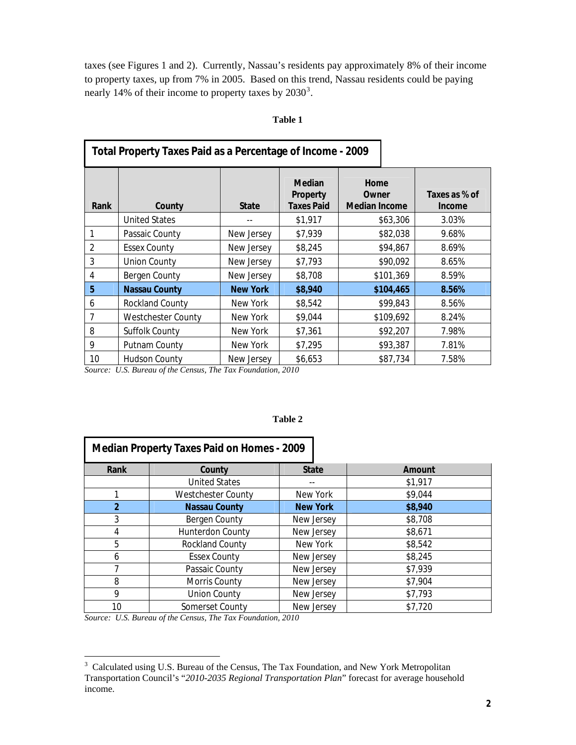taxes (see Figures 1 and 2). Currently, Nassau's residents pay approximately 8% of their income to property taxes, up from 7% in 2005. Based on this trend, Nassau residents could be paying nearly 14% of their income to property taxes by 2030[3].

**Table 1**

**Total Property Taxes Paid as a Percentage of Income - 2009**

| Rank | County | State | Median Property Taxes Paid | Home Owner Median Income | Taxes as % of Income |
|---|---|---|---|---|---|
| | United States | -- | $1,917 | $63,306 | 3.03% |
| 1 | Passaic County | New Jersey | $7,939 | $82,038 | 9.68% |
| 2 | Essex County | New Jersey | $8,245 | $94,867 | 8.69% |
| 3 | Union County | New Jersey | $7,793 | $90,092 | 8.65% |
| 4 | Bergen County | New Jersey | $8,708 | $101,369 | 8.59% |
| **5** | **Nassau County** | **New York** | **$8,940** | **$104,465** | **8.56%** |
| 6 | Rockland County | New York | $8,542 | $99,843 | 8.56% |
| 7 | Westchester County | New York | $9,044 | $109,692 | 8.24% |
| 8 | Suffolk County | New York | $7,361 | $92,207 | 7.98% |
| 9 | Putnam County | New York | $7,295 | $93,387 | 7.81% |
| 10 | Hudson County | New Jersey | $6,653 | $87,734 | 7.58% |

*Source: U.S. Bureau of the Census, The Tax Foundation, 2010*

**Table 2**

**Median Property Taxes Paid on Homes - 2009**

| Rank | County | State | Amount |
|---|---|---|---|
| | United States | -- | $1,917 |
| 1 | Westchester County | New York | $9,044 |
| **2** | **Nassau County** | **New York** | **$8,940** |
| 3 | Bergen County | New Jersey | $8,708 |
| 4 | Hunterdon County | New Jersey | $8,671 |
| 5 | Rockland County | New York | $8,542 |
| 6 | Essex County | New Jersey | $8,245 |
| 7 | Passaic County | New Jersey | $7,939 |
| 8 | Morris County | New Jersey | $7,904 |
| 9 | Union County | New Jersey | $7,793 |
| 10 | Somerset County | New Jersey | $7,720 |

*Source: U.S. Bureau of the Census, The Tax Foundation, 2010*

---

[3] Calculated using U.S. Bureau of the Census, The Tax Foundation, and New York Metropolitan Transportation Council's "*2010-2035 Regional Transportation Plan*" forecast for average household income.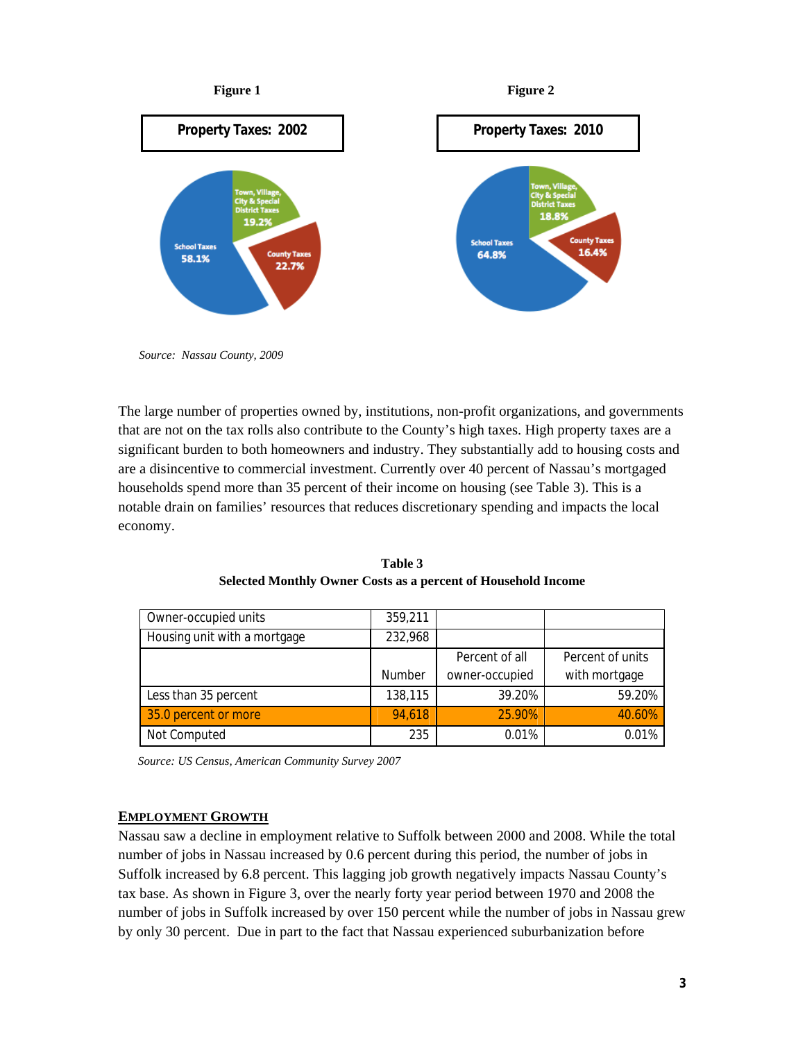**Figure 1**

**Property Taxes: 2002**

School Taxes 58.1%
Town, Village, City & Special District Taxes 19.2%
County Taxes 22.7%

**Figure 2**

**Property Taxes: 2010**

School Taxes 64.8%
Town, Village, City & Special District Taxes 18.8%
County Taxes 16.4%

*Source: Nassau County, 2009*

The large number of properties owned by, institutions, non-profit organizations, and governments that are not on the tax rolls also contribute to the County's high taxes. High property taxes are a significant burden to both homeowners and industry. They substantially add to housing costs and are a disincentive to commercial investment. Currently over 40 percent of Nassau's mortgaged households spend more than 35 percent of their income on housing (see Table 3). This is a notable drain on families' resources that reduces discretionary spending and impacts the local economy.

**Table 3**
**Selected Monthly Owner Costs as a percent of Household Income**

| Owner-occupied units | 359,211 | | |
|---|---|---|---|
| Housing unit with a mortgage | 232,968 | | |
| | Number | Percent of all owner-occupied | Percent of units with mortgage |
| Less than 35 percent | 138,115 | 39.20% | 59.20% |
| 35.0 percent or more | 94,618 | 25.90% | 40.60% |
| Not Computed | 235 | 0.01% | 0.01% |

*Source: US Census, American Community Survey 2007*

## EMPLOYMENT GROWTH

Nassau saw a decline in employment relative to Suffolk between 2000 and 2008. While the total number of jobs in Nassau increased by 0.6 percent during this period, the number of jobs in Suffolk increased by 6.8 percent. This lagging job growth negatively impacts Nassau County's tax base. As shown in Figure 3, over the nearly forty year period between 1970 and 2008 the number of jobs in Suffolk increased by over 150 percent while the number of jobs in Nassau grew by only 30 percent. Due in part to the fact that Nassau experienced suburbanization before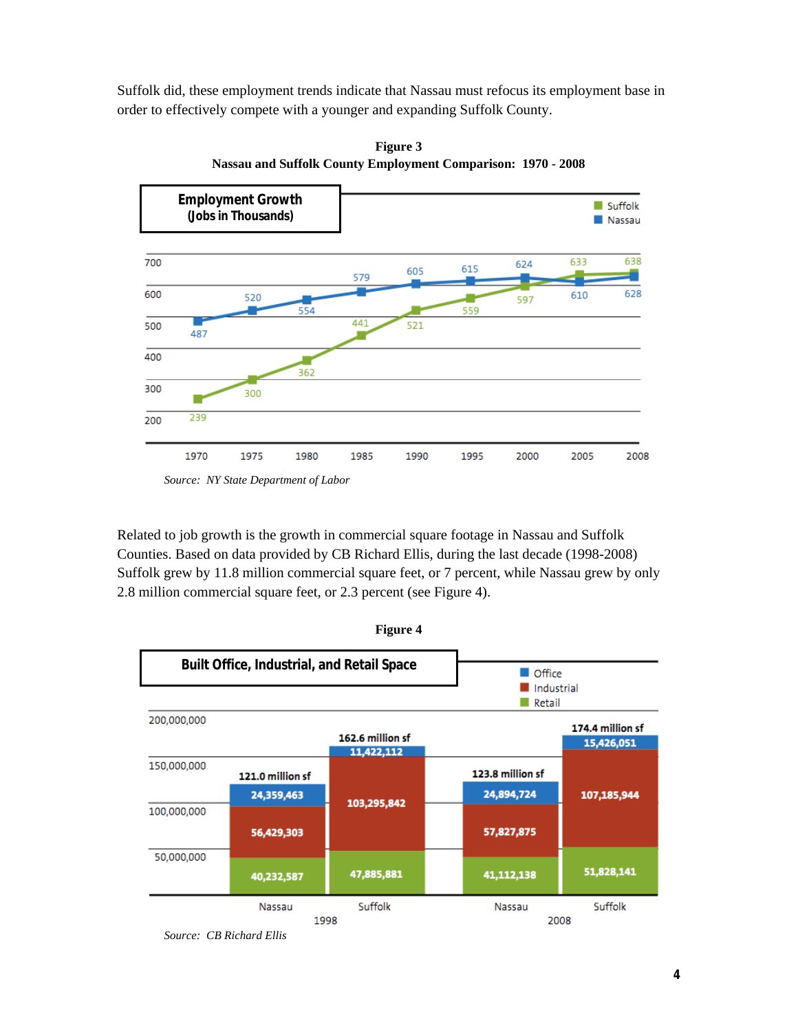Suffolk did, these employment trends indicate that Nassau must refocus its employment base in order to effectively compete with a younger and expanding Suffolk County.

**Figure 3**
**Nassau and Suffolk County Employment Comparison: 1970 - 2008**

**Employment Growth (Jobs in Thousands)**

| Year | Suffolk | Nassau |
|---|---|---|
| 1970 | 239 | 487 |
| 1975 | 300 | 520 |
| 1980 | 362 | 554 |
| 1985 | 441 | 579 |
| 1990 | 521 | 605 |
| 1995 | 559 | 615 |
| 2000 | 597 | 624 |
| 2005 | 633 | 610 |
| 2008 | 638 | 628 |

*Source: NY State Department of Labor*

Related to job growth is the growth in commercial square footage in Nassau and Suffolk Counties. Based on data provided by CB Richard Ellis, during the last decade (1998-2008) Suffolk grew by 11.8 million commercial square feet, or 7 percent, while Nassau grew by only 2.8 million commercial square feet, or 2.3 percent (see Figure 4).

**Figure 4**

**Built Office, Industrial, and Retail Space**

| | Nassau 1998 | Suffolk 1998 | Nassau 2008 | Suffolk 2008 |
|---|---|---|---|---|
| Office | 24,359,463 | 11,422,112 | 24,894,724 | 15,426,051 |
| Industrial | 56,429,303 | 103,295,842 | 57,827,875 | 107,185,944 |
| Retail | 40,232,587 | 47,885,881 | 41,112,138 | 51,828,141 |
| Total | 121.0 million sf | 162.6 million sf | 123.8 million sf | 174.4 million sf |

*Source: CB Richard Ellis*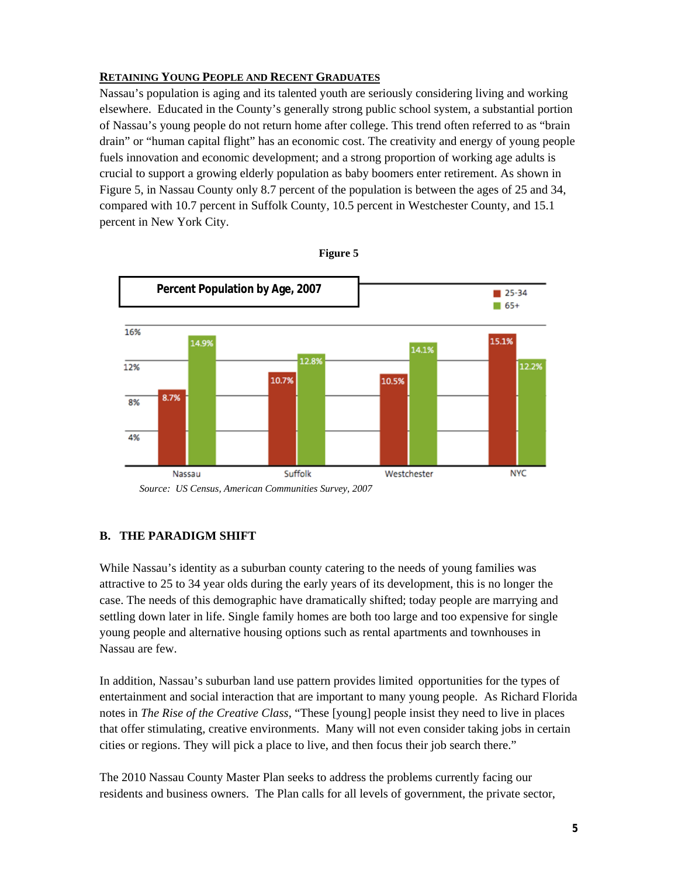**RETAINING YOUNG PEOPLE AND RECENT GRADUATES**

Nassau's population is aging and its talented youth are seriously considering living and working elsewhere. Educated in the County's generally strong public school system, a substantial portion of Nassau's young people do not return home after college. This trend often referred to as "brain drain" or "human capital flight" has an economic cost. The creativity and energy of young people fuels innovation and economic development; and a strong proportion of working age adults is crucial to support a growing elderly population as baby boomers enter retirement. As shown in Figure 5, in Nassau County only 8.7 percent of the population is between the ages of 25 and 34, compared with 10.7 percent in Suffolk County, 10.5 percent in Westchester County, and 15.1 percent in New York City.

**Figure 5**

**Percent Population by Age, 2007**

| | 25-34 | 65+ |
|---|---|---|
| Nassau | 8.7% | 14.9% |
| Suffolk | 10.7% | 12.8% |
| Westchester | 10.5% | 14.1% |
| NYC | 15.1% | 12.2% |

*Source: US Census, American Communities Survey, 2007*

## B. THE PARADIGM SHIFT

While Nassau's identity as a suburban county catering to the needs of young families was attractive to 25 to 34 year olds during the early years of its development, this is no longer the case. The needs of this demographic have dramatically shifted; today people are marrying and settling down later in life. Single family homes are both too large and too expensive for single young people and alternative housing options such as rental apartments and townhouses in Nassau are few.

In addition, Nassau's suburban land use pattern provides limited opportunities for the types of entertainment and social interaction that are important to many young people. As Richard Florida notes in *The Rise of the Creative Class*, "These [young] people insist they need to live in places that offer stimulating, creative environments. Many will not even consider taking jobs in certain cities or regions. They will pick a place to live, and then focus their job search there."

The 2010 Nassau County Master Plan seeks to address the problems currently facing our residents and business owners. The Plan calls for all levels of government, the private sector,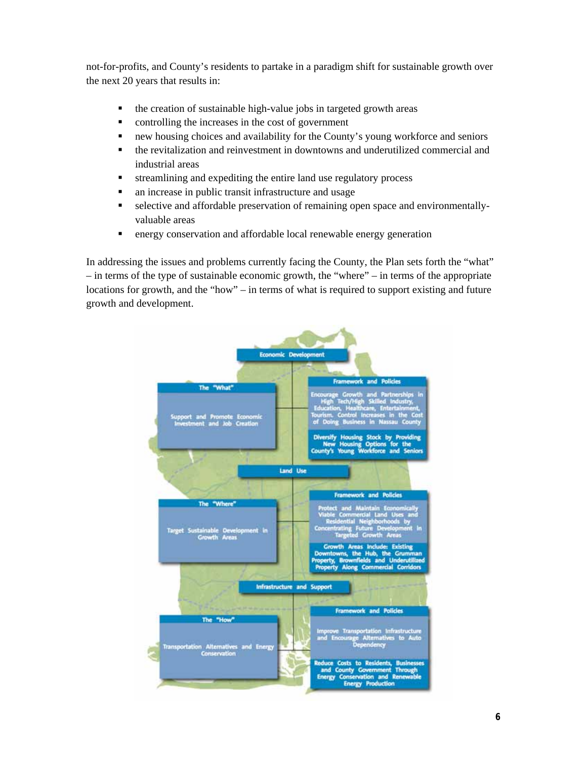not-for-profits, and County's residents to partake in a paradigm shift for sustainable growth over the next 20 years that results in:

- the creation of sustainable high-value jobs in targeted growth areas
- controlling the increases in the cost of government
- new housing choices and availability for the County's young workforce and seniors
- the revitalization and reinvestment in downtowns and underutilized commercial and industrial areas
- streamlining and expediting the entire land use regulatory process
- an increase in public transit infrastructure and usage
- selective and affordable preservation of remaining open space and environmentally-valuable areas
- energy conservation and affordable local renewable energy generation

In addressing the issues and problems currently facing the County, the Plan sets forth the "what" – in terms of the type of sustainable economic growth, the "where" – in terms of the appropriate locations for growth, and the "how" – in terms of what is required to support existing and future growth and development.

**Economic Development**

| The "What" | Framework and Policies |
|---|---|
| Support and Promote Economic Investment and Job Creation | Encourage Growth and Partnerships in High Tech/High Skilled Industry, Education, Healthcare, Entertainment, Tourism. Control Increases in the Cost of Doing Business in Nassau County |
| | Diversify Housing Stock by Providing New Housing Options for the County's Young Workforce and Seniors |

**Land Use**

| The "Where" | Framework and Policies |
|---|---|
| Target Sustainable Development in Growth Areas | Protect and Maintain Economically Viable Commercial Land Uses and Residential Neighborhoods by Concentrating Future Development in Targeted Growth Areas |
| | Growth Areas Include: Existing Downtowns, the Hub, the Grumman Property, Brownfields and Underutilized Property Along Commercial Corridors |

**Infrastructure and Support**

| The "How" | Framework and Policies |
|---|---|
| Transportation Alternatives and Energy Conservation | Improve Transportation Infrastructure and Encourage Alternatives to Auto Dependency |
| | Reduce Costs to Residents, Businesses and County Government Through Energy Conservation and Renewable Energy Production |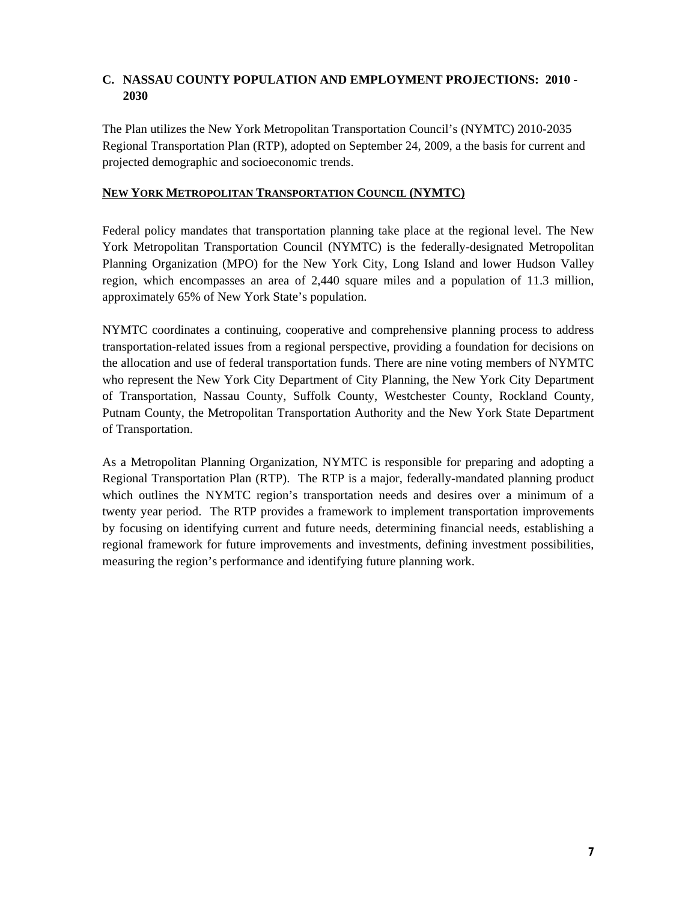## C. NASSAU COUNTY POPULATION AND EMPLOYMENT PROJECTIONS: 2010 - 2030

The Plan utilizes the New York Metropolitan Transportation Council's (NYMTC) 2010-2035 Regional Transportation Plan (RTP), adopted on September 24, 2009, a the basis for current and projected demographic and socioeconomic trends.

### NEW YORK METROPOLITAN TRANSPORTATION COUNCIL (NYMTC)

Federal policy mandates that transportation planning take place at the regional level. The New York Metropolitan Transportation Council (NYMTC) is the federally-designated Metropolitan Planning Organization (MPO) for the New York City, Long Island and lower Hudson Valley region, which encompasses an area of 2,440 square miles and a population of 11.3 million, approximately 65% of New York State's population.

NYMTC coordinates a continuing, cooperative and comprehensive planning process to address transportation-related issues from a regional perspective, providing a foundation for decisions on the allocation and use of federal transportation funds. There are nine voting members of NYMTC who represent the New York City Department of City Planning, the New York City Department of Transportation, Nassau County, Suffolk County, Westchester County, Rockland County, Putnam County, the Metropolitan Transportation Authority and the New York State Department of Transportation.

As a Metropolitan Planning Organization, NYMTC is responsible for preparing and adopting a Regional Transportation Plan (RTP). The RTP is a major, federally-mandated planning product which outlines the NYMTC region's transportation needs and desires over a minimum of a twenty year period. The RTP provides a framework to implement transportation improvements by focusing on identifying current and future needs, determining financial needs, establishing a regional framework for future improvements and investments, defining investment possibilities, measuring the region's performance and identifying future planning work.